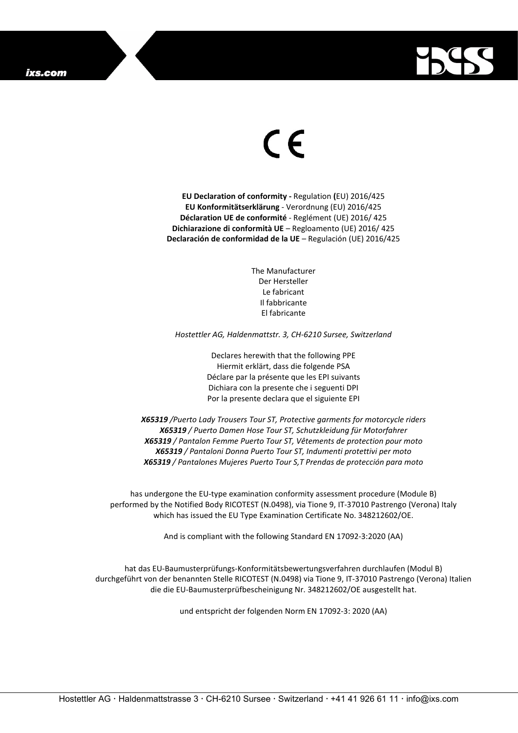CE

**EU Declaration of conformity -** Regulation **(**EU) 2016/425
**EU Konformitätserklärung** - Verordnung (EU) 2016/425
**Déclaration UE de conformité** - Reglément (UE) 2016/ 425
**Dichiarazione di conformità UE** – Regloamento (UE) 2016/ 425
**Declaración de conformidad de la UE** – Regulación (UE) 2016/425

The Manufacturer
Der Hersteller
Le fabricant
Il fabbricante
El fabricante

*Hostettler AG, Haldenmattstr. 3, CH-6210 Sursee, Switzerland*

Declares herewith that the following PPE
Hiermit erklärt, dass die folgende PSA
Déclare par la présente que les EPI suivants
Dichiara con la presente che i seguenti DPI
Por la presente declara que el siguiente EPI

***X65319*** */Puerto Lady Trousers Tour ST, Protective garments for motorcycle riders*
***X65319*** */ Puerto Damen Hose Tour ST, Schutzkleidung für Motorfahrer*
***X65319*** */ Pantalon Femme Puerto Tour ST, Vêtements de protection pour moto*
***X65319*** */ Pantaloni Donna Puerto Tour ST, Indumenti protettivi per moto*
***X65319*** */ Pantalones Mujeres Puerto Tour S,T Prendas de protección para moto*

has undergone the EU-type examination conformity assessment procedure (Module B) performed by the Notified Body RICOTEST (N.0498), via Tione 9, IT-37010 Pastrengo (Verona) Italy which has issued the EU Type Examination Certificate No. 348212602/OE.

And is compliant with the following Standard EN 17092-3:2020 (AA)

hat das EU-Baumusterprüfungs-Konformitätsbewertungsverfahren durchlaufen (Modul B) durchgeführt von der benannten Stelle RICOTEST (N.0498) via Tione 9, IT-37010 Pastrengo (Verona) Italien die die EU-Baumusterprüfbescheinigung Nr. 348212602/OE ausgestellt hat.

und entspricht der folgenden Norm EN 17092-3: 2020 (AA)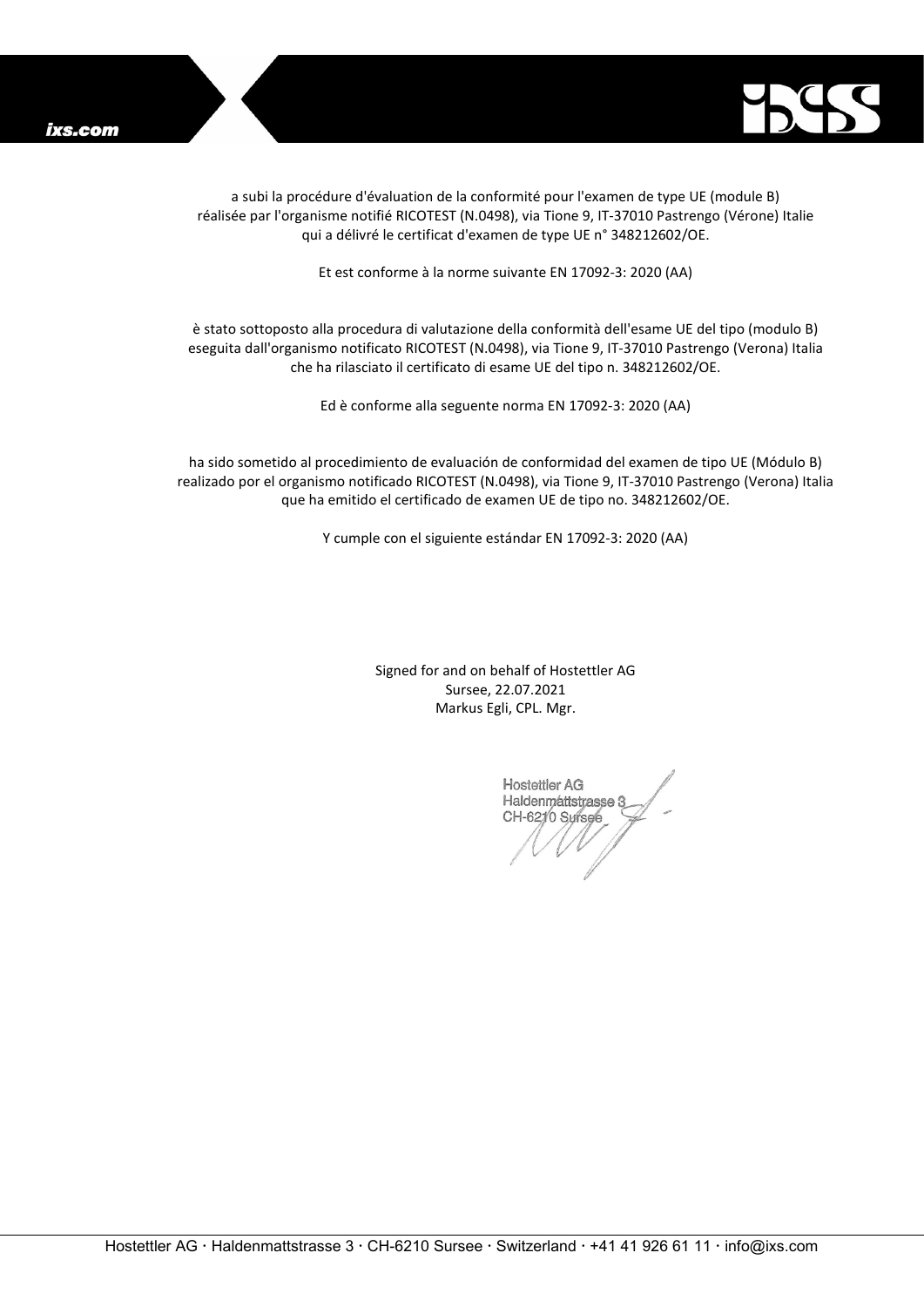a subi la procédure d'évaluation de la conformité pour l'examen de type UE (module B) réalisée par l'organisme notifié RICOTEST (N.0498), via Tione 9, IT-37010 Pastrengo (Vérone) Italie qui a délivré le certificat d'examen de type UE n° 348212602/OE.

Et est conforme à la norme suivante EN 17092-3: 2020 (AA)

è stato sottoposto alla procedura di valutazione della conformità dell'esame UE del tipo (modulo B) eseguita dall'organismo notificato RICOTEST (N.0498), via Tione 9, IT-37010 Pastrengo (Verona) Italia che ha rilasciato il certificato di esame UE del tipo n. 348212602/OE.

Ed è conforme alla seguente norma EN 17092-3: 2020 (AA)

ha sido sometido al procedimiento de evaluación de conformidad del examen de tipo UE (Módulo B) realizado por el organismo notificado RICOTEST (N.0498), via Tione 9, IT-37010 Pastrengo (Verona) Italia que ha emitido el certificado de examen UE de tipo no. 348212602/OE.

Y cumple con el siguiente estándar EN 17092-3: 2020 (AA)

Signed for and on behalf of Hostettler AG
Sursee, 22.07.2021
Markus Egli, CPL. Mgr.

Hostettler AG
Haldenmattstrasse 3
CH-6210 Sursee